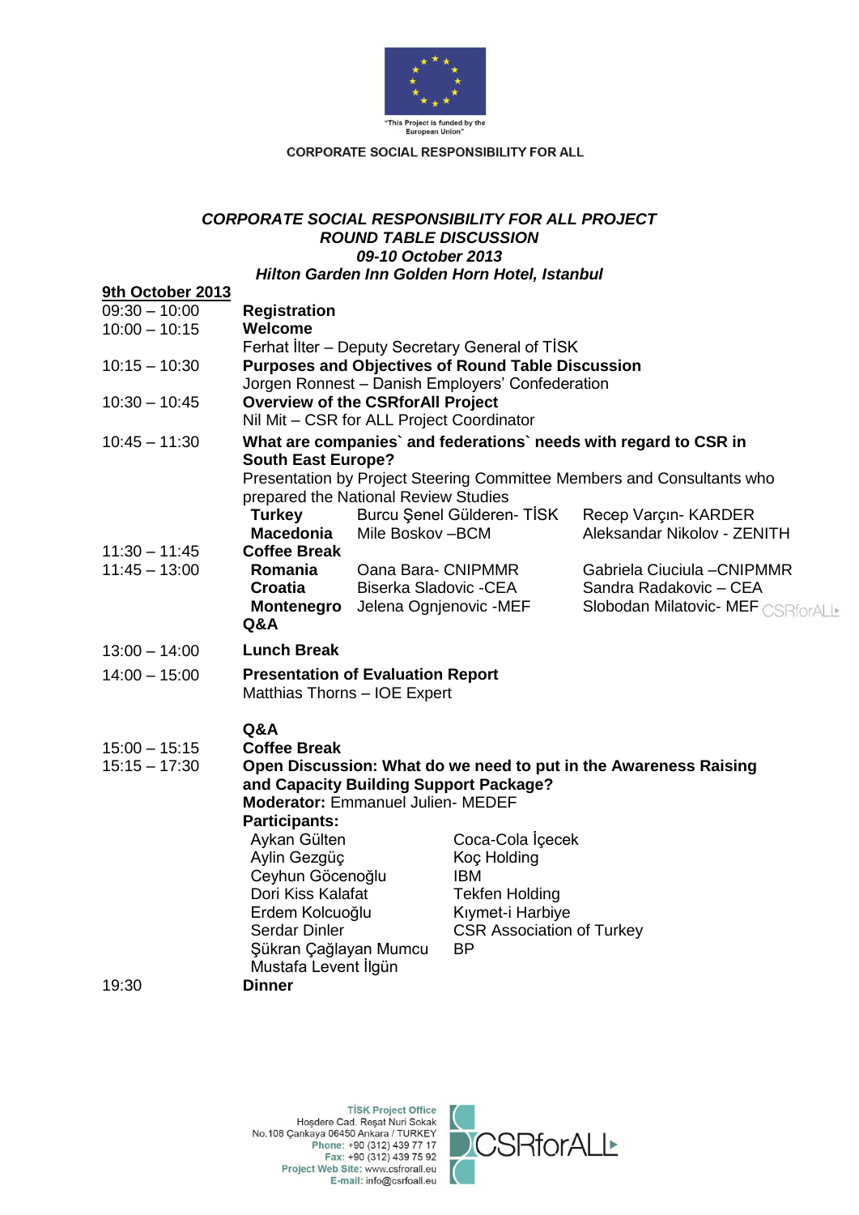"This Project is funded by the European Union"

CORPORATE SOCIAL RESPONSIBILITY FOR ALL

***CORPORATE SOCIAL RESPONSIBILITY FOR ALL PROJECT***
***ROUND TABLE DISCUSSION***
***09-10 October 2013***
***Hilton Garden Inn Golden Horn Hotel, Istanbul***

**9th October 2013**

| Time | Session |
| --- | --- |
| 09:30 – 10:00 | **Registration** |
| 10:00 – 10:15 | **Welcome**<br>Ferhat İlter – Deputy Secretary General of TİSK |
| 10:15 – 10:30 | **Purposes and Objectives of Round Table Discussion**<br>Jorgen Ronnest – Danish Employers' Confederation |
| 10:30 – 10:45 | **Overview of the CSRforAll Project**<br>Nil Mit – CSR for ALL Project Coordinator |
| 10:45 – 11:30 | **What are companies` and federations` needs with regard to CSR in South East Europe?**<br>Presentation by Project Steering Committee Members and Consultants who prepared the National Review Studies<br>**Turkey** – Burcu Şenel Gülderen- TİSK; Recep Varçın- KARDER<br>**Macedonia** – Mile Boskov –BCM; Aleksandar Nikolov - ZENITH |
| 11:30 – 11:45 | **Coffee Break** |
| 11:45 – 13:00 | **Romania** – Oana Bara- CNIPMMR; Gabriela Ciuciula –CNIPMMR<br>**Croatia** – Biserka Sladovic -CEA; Sandra Radakovic – CEA<br>**Montenegro** – Jelena Ognjenovic -MEF; Slobodan Milatovic- MEF<br>**Q&A** |
| 13:00 – 14:00 | **Lunch Break** |
| 14:00 – 15:00 | **Presentation of Evaluation Report**<br>Matthias Thorns – IOE Expert<br><br>**Q&A** |
| 15:00 – 15:15 | **Coffee Break** |
| 15:15 – 17:30 | **Open Discussion: What do we need to put in the Awareness Raising and Capacity Building Support Package?**<br>**Moderator:** Emmanuel Julien- MEDEF<br>**Participants:**<br>Aykan Gülten – Coca-Cola İçecek<br>Aylin Gezgüç – Koç Holding<br>Ceyhun Göcenoğlu – IBM<br>Dori Kiss Kalafat – Tekfen Holding<br>Erdem Kolcuoğlu – Kıymet-i Harbiye<br>Serdar Dinler – CSR Association of Turkey<br>Şükran Çağlayan Mumcu – BP<br>Mustafa Levent İlgün |
| 19:30 | **Dinner** |

**TİSK Project Office**
Hoşdere Cad. Reşat Nuri Sokak
No.108 Çankaya 06450 Ankara / TURKEY
**Phone:** +90 (312) 439 77 17
**Fax:** +90 (312) 439 75 92
**Project Web Site:** www.csrforall.eu
**E-mail:** info@csrfoall.eu

CSRforALL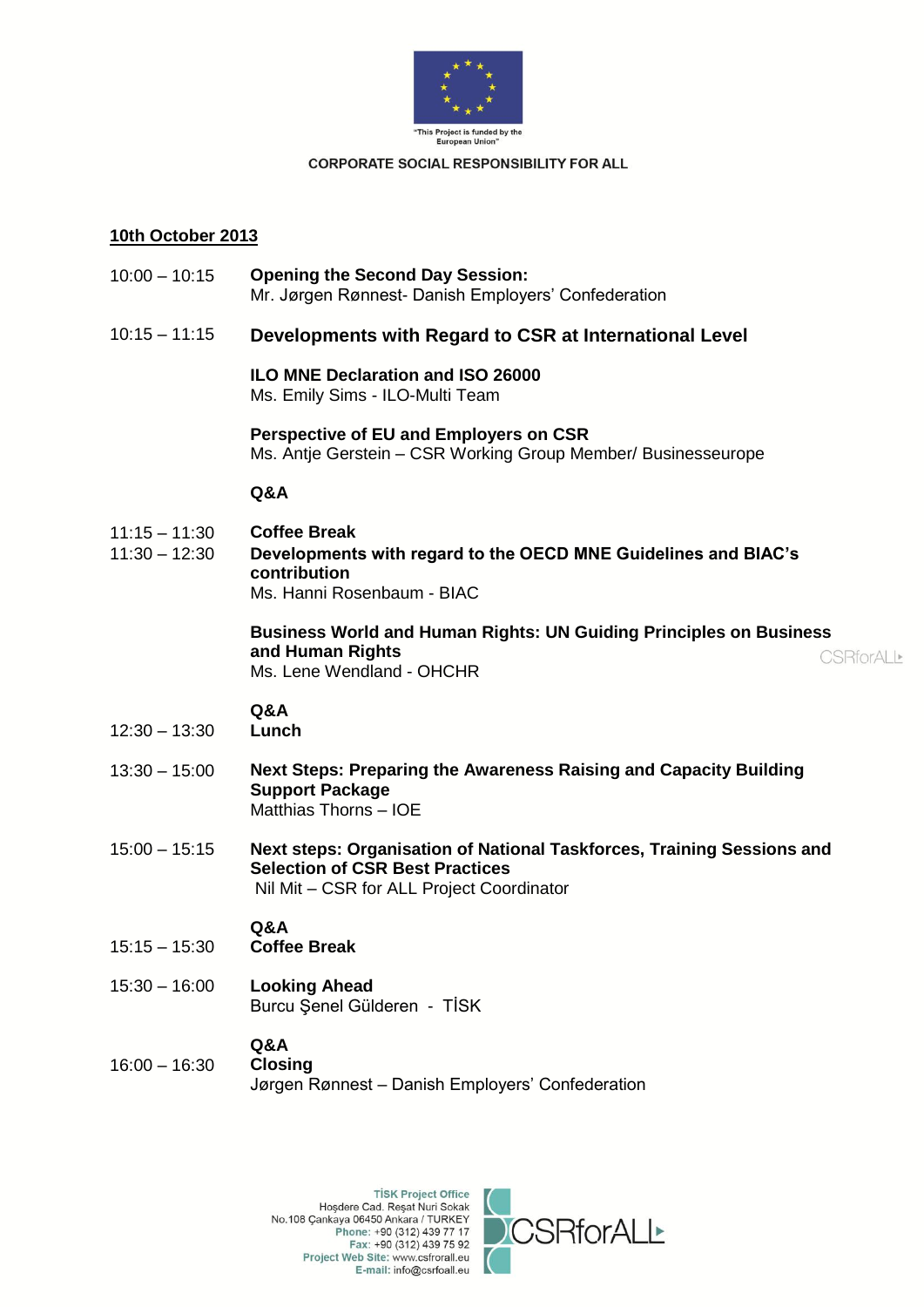"This Project is funded by the European Union"

CORPORATE SOCIAL RESPONSIBILITY FOR ALL

**10th October 2013**

10:00 – 10:15 **Opening the Second Day Session:**
Mr. Jørgen Rønnest- Danish Employers' Confederation

10:15 – 11:15 **Developments with Regard to CSR at International Level**

**ILO MNE Declaration and ISO 26000**
Ms. Emily Sims - ILO-Multi Team

**Perspective of EU and Employers on CSR**
Ms. Antje Gerstein – CSR Working Group Member/ Businesseurope

**Q&A**

11:15 – 11:30 **Coffee Break**

11:30 – 12:30 **Developments with regard to the OECD MNE Guidelines and BIAC's contribution**
Ms. Hanni Rosenbaum - BIAC

**Business World and Human Rights: UN Guiding Principles on Business and Human Rights**
Ms. Lene Wendland - OHCHR

**Q&A**

12:30 – 13:30 **Lunch**

13:30 – 15:00 **Next Steps: Preparing the Awareness Raising and Capacity Building Support Package**
Matthias Thorns – IOE

15:00 – 15:15 **Next steps: Organisation of National Taskforces, Training Sessions and Selection of CSR Best Practices**
Nil Mit – CSR for ALL Project Coordinator

**Q&A**

15:15 – 15:30 **Coffee Break**

15:30 – 16:00 **Looking Ahead**
Burcu Şenel Gülderen - TİSK

**Q&A**

16:00 – 16:30 **Closing**
Jørgen Rønnest – Danish Employers' Confederation

**TİSK Project Office**
Hoşdere Cad. Reşat Nuri Sokak
No.108 Çankaya 06450 Ankara / TURKEY
**Phone:** +90 (312) 439 77 17
**Fax:** +90 (312) 439 75 92
**Project Web Site:** www.csforall.eu
**E-mail:** info@csrfoall.eu

CSRforALL